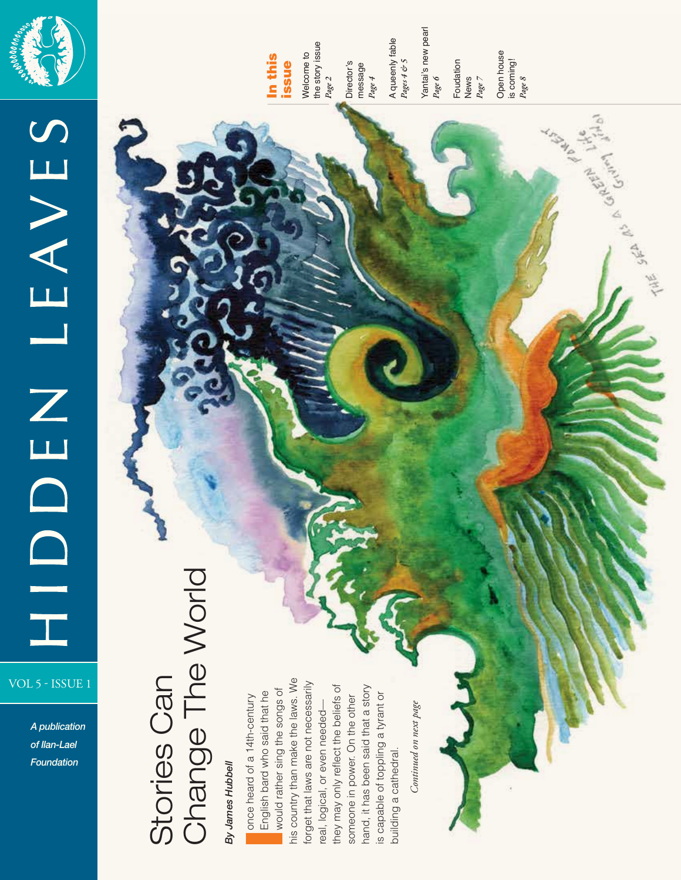# HIDDEN LEAVES

VOL 5 - ISSUE 1

*A publication of Ilan-Lael Foundation*

## In this issue

- Welcome to the story issue *Page 2*
- Director's message *Page 4*
- A queenly fable *Pages 4 & 5*
- Yantai's new pearl *Page 6*
- Foudation News *Page 7*
- Open house is coming! *Page 8*

# Stories Can Change The World

***By James Hubbell***

I once heard of a 14th-century English bard who said that he would rather sing the songs of his country than make the laws. We forget that laws are not necessarily real, logical, or even needed—they may only reflect the beliefs of someone in power. On the other hand, it has been said that a story is capable of toppling a tyrant or building a cathedral.

*Continued on next page*

THE SEA AS A GREEN FOREST Life Giving Life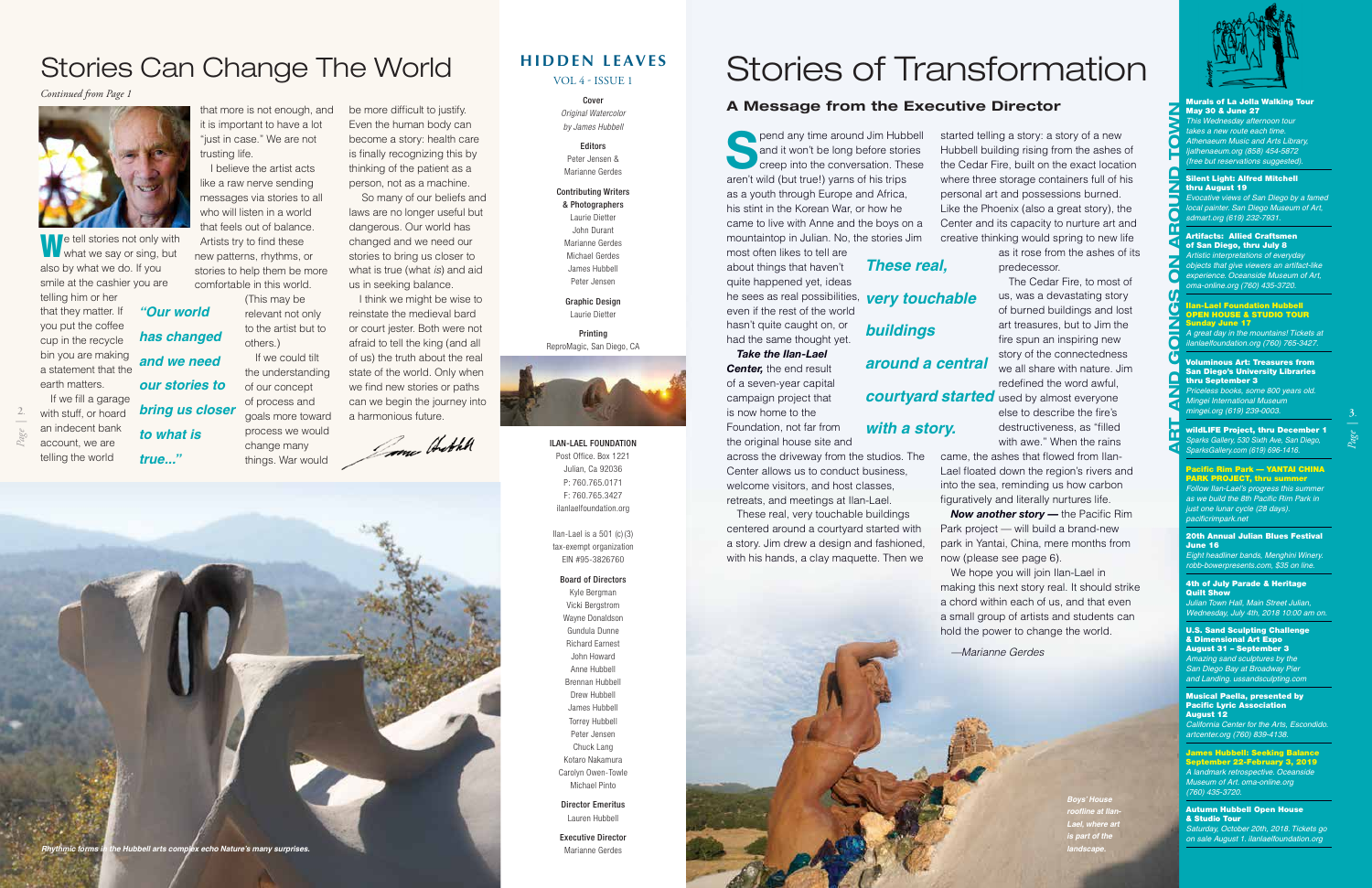# Stories Can Change The World

*Continued from Page 1*

We tell stories not only with what we say or sing, but also by what we do. If you smile at the cashier you are telling him or her that they matter. If you put the coffee cup in the recycle bin you are making a statement that the earth matters.

If we fill a garage with stuff, or hoard an indecent bank account, we are telling the world that more is not enough, and it is important to have a lot "just in case." We are not trusting life.

I believe the artist acts like a raw nerve sending messages via stories to all who will listen in a world that feels out of balance. Artists try to find these new patterns, rhythms, or stories to help them be more comfortable in this world. (This may be relevant not only to the artist but to others.)

If we could tilt the understanding of our concept of process and goals more toward process we would change many things. War would be more difficult to justify. Even the human body can become a story: health care is finally recognizing this by thinking of the patient as a person, not as a machine.

*"Our world has changed and we need our stories to bring us closer to what is true..."*

So many of our beliefs and laws are no longer useful but dangerous. Our world has changed and we need our stories to bring us closer to what is true (what *is*) and aid us in seeking balance.

I think we might be wise to reinstate the medieval bard or court jester. Both were not afraid to tell the king (and all of us) the truth about the real state of the world. Only when we find new stories or paths can we begin the journey into a harmonious future.

*Rhythmic forms in the Hubbell arts complex echo Nature's many surprises.*

## HIDDEN LEAVES

VOL 4 - ISSUE 1

**Cover**
*Original Watercolor by James Hubbell*

**Editors**
Peter Jensen & Marianne Gerdes

**Contributing Writers & Photographers**
Laurie Dietter
John Durant
Marianne Gerdes
Michael Gerdes
James Hubbell
Peter Jensen

**Graphic Design**
Laurie Dietter

**Printing**
ReproMagic, San Diego, CA

**ILAN-LAEL FOUNDATION**
Post Office. Box 1221
Julian, Ca 92036
P: 760.765.0171
F: 760.765.3427
ilanlaelfoundation.org

Ilan-Lael is a 501 (c)(3) tax-exempt organization EIN #95-3826760

**Board of Directors**
Kyle Bergman
Vicki Bergstrom
Wayne Donaldson
Gundula Dunne
Richard Earnest
John Howard
Anne Hubbell
Brennan Hubbell
Drew Hubbell
James Hubbell
Torrey Hubbell
Peter Jensen
Chuck Lang
Kotaro Nakamura
Carolyn Owen-Towle
Michael Pinto

**Director Emeritus**
Lauren Hubbell

**Executive Director**
Marianne Gerdes

# Stories of Transformation

## A Message from the Executive Director

Spend any time around Jim Hubbell and it won't be long before stories creep into the conversation. These aren't wild (but true!) yarns of his trips as a youth through Europe and Africa, his stint in the Korean War, or how he came to live with Anne and the boys on a mountaintop in Julian. No, the stories Jim most often likes to tell are about things that haven't quite happened yet, ideas he sees as real possibilities, even if the rest of the world hasn't quite caught on, or had the same thought yet.

***Take the Ilan-Lael Center,*** the end result of a seven-year capital campaign project that is now home to the Foundation, not far from the original house site and across the driveway from the studios. The Center allows us to conduct business, welcome visitors, and host classes, retreats, and meetings at Ilan-Lael.

*These real, very touchable buildings around a central courtyard started with a story.*

These real, very touchable buildings centered around a courtyard started with a story. Jim drew a design and fashioned, with his hands, a clay maquette. Then we started telling a story: a story of a new Hubbell building rising from the ashes of the Cedar Fire, built on the exact location where three storage containers full of his personal art and possessions burned. Like the Phoenix (also a great story), the Center and its capacity to nurture art and creative thinking would spring to new life as it rose from the ashes of its predecessor.

The Cedar Fire, to most of us, was a devastating story of burned buildings and lost art treasures, but to Jim the fire spun an inspiring new story of the connectedness we all share with nature. Jim redefined the word awful, used by almost everyone else to describe the fire's destructiveness, as "filled with awe." When the rains came, the ashes that flowed from Ilan-Lael floated down the region's rivers and into the sea, reminding us how carbon figuratively and literally nurtures life.

***Now another story —*** the Pacific Rim Park project — will build a brand-new park in Yantai, China, mere months from now (please see page 6).

We hope you will join Ilan-Lael in making this next story real. It should strike a chord within each of us, and that even a small group of artists and students can hold the power to change the world.

*—Marianne Gerdes*

*Boys' House roofline at Ilan-Lael, where art is part of the landscape.*

## ART AND GOINGS ON AROUND TOWN

**Murals of La Jolla Walking Tour May 30 & June 27**
*This Wednesday afternoon tour takes a new route each time. Athenaeum Music and Arts Library, ljathenaeum.org (858) 454-5872 (free but reservations suggested).*

**Silent Light: Alfred Mitchell thru August 19**
*Evocative views of San Diego by a famed local painter. San Diego Museum of Art, sdmart.org (619) 232-7931.*

**Artifacts: Allied Craftsmen of San Diego, thru July 8**
*Artistic interpretations of everyday objects that give viewers an artifact-like experience. Oceanside Museum of Art, oma-online.org (760) 435-3720.*

**Ilan-Lael Foundation Hubbell OPEN HOUSE & STUDIO TOUR Sunday June 17**
*A great day in the mountains! Tickets at ilanlaelfoundation.org (760) 765-3427.*

**Voluminous Art: Treasures from San Diego's University Libraries thru September 3**
*Priceless books, some 800 years old. Mingei International Museum mingei.org (619) 239-0003.*

**wildLIFE Project, thru December 1**
*Sparks Gallery, 530 Sixth Ave, San Diego, SparksGallery.com (619) 696-1416.*

**Pacific Rim Park — YANTAI CHINA PARK PROJECT, thru summer**
*Follow Ilan-Lael's progress this summer as we build the 8th Pacific Rim Park in just one lunar cycle (28 days). pacificrimpark.net*

**20th Annual Julian Blues Festival June 16**
*Eight headliner bands, Menghini Winery. robb-bowerpresents.com, $35 on line.*

**4th of July Parade & Heritage Quilt Show**
*Julian Town Hall, Main Street Julian, Wednesday, July 4th, 2018 10:00 am on.*

**U.S. Sand Sculpting Challenge & Dimensional Art Expo August 31 – September 3**
*Amazing sand sculptures by the San Diego Bay at Broadway Pier and Landing. ussandsculpting.com*

**Musical Paella, presented by Pacific Lyric Association August 12**
*California Center for the Arts, Escondido. artcenter.org (760) 839-4138.*

**James Hubbell: Seeking Balance September 22-February 3, 2019**
*A landmark retrospective. Oceanside Museum of Art. oma-online.org (760) 435-3720.*

**Autumn Hubbell Open House & Studio Tour**
*Saturday, October 20th, 2018. Tickets go on sale August 1. ilanlaelfoundation.org*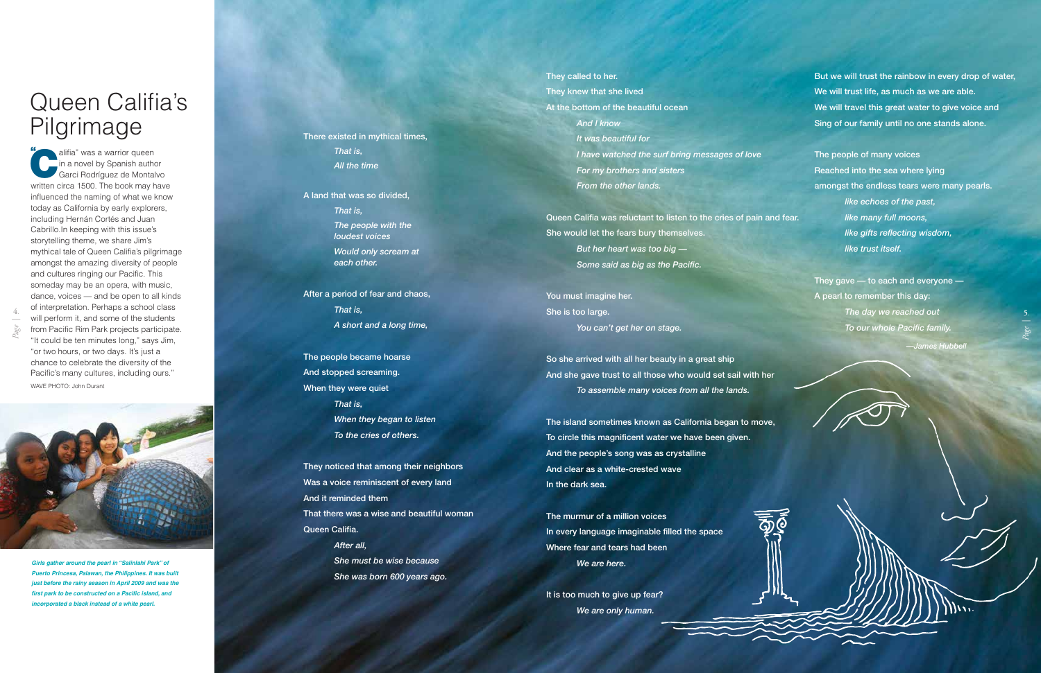# Queen Califia's Pilgrimage

"Califia" was a warrior queen in a novel by Spanish author Garci Rodriguez de Montalvo written circa 1500. The book may have influenced the naming of what we know today as California by early explorers, including Hernán Cortés and Juan Cabrillo.In keeping with this issue's storytelling theme, we share Jim's mythical tale of Queen Califia's pilgrimage amongst the amazing diversity of people and cultures ringing our Pacific. This someday may be an opera, with music, dance, voices — and be open to all kinds of interpretation. Perhaps a school class will perform it, and some of the students from Pacific Rim Park projects participate. "It could be ten minutes long," says Jim, "or two hours, or two days. It's just a chance to celebrate the diversity of the Pacific's many cultures, including ours."

WAVE PHOTO: John Durant

*Girls gather around the pearl in "Salinlahi Park" of Puerto Princesa, Palawan, the Philippines. It was built just before the rainy season in April 2009 and was the first park to be constructed on a Pacific island, and incorporated a black instead of a white pearl.*

There existed in mythical times,
*That is,*
*All the time*

A land that was so divided,
*That is,*
*The people with the loudest voices*
*Would only scream at each other.*

After a period of fear and chaos,
*That is,*
*A short and a long time,*

The people became hoarse
And stopped screaming.
When they were quiet
*That is,*
*When they began to listen*
*To the cries of others.*

They noticed that among their neighbors
Was a voice reminiscent of every land
And it reminded them
That there was a wise and beautiful woman
Queen Califia.
*After all,*
*She must be wise because*
*She was born 600 years ago.*

They called to her.
They knew that she lived
At the bottom of the beautiful ocean
*And I know*
*It was beautiful for*
*I have watched the surf bring messages of love*
*For my brothers and sisters*
*From the other lands.*

Queen Califia was reluctant to listen to the cries of pain and fear.
She would let the fears bury themselves.
*But her heart was too big —*
*Some said as big as the Pacific.*

You must imagine her.
She is too large.
*You can't get her on stage.*

So she arrived with all her beauty in a great ship
And she gave trust to all those who would set sail with her
*To assemble many voices from all the lands.*

The island sometimes known as California began to move,
To circle this magnificent water we have been given.
And the people's song was as crystalline
And clear as a white-crested wave
In the dark sea.

The murmur of a million voices
In every language imaginable filled the space
Where fear and tears had been
*We are here.*

It is too much to give up fear?
*We are only human.*

But we will trust the rainbow in every drop of water,
We will trust life, as much as we are able.
We will travel this great water to give voice and
Sing of our family until no one stands alone.

The people of many voices
Reached into the sea where lying
amongst the endless tears were many pearls.
*like echoes of the past,*
*like many full moons,*
*like gifts reflecting wisdom,*
*like trust itself.*

They gave — to each and everyone —
A pearl to remember this day:
*The day we reached out*
*To our whole Pacific family.*

*—James Hubbell*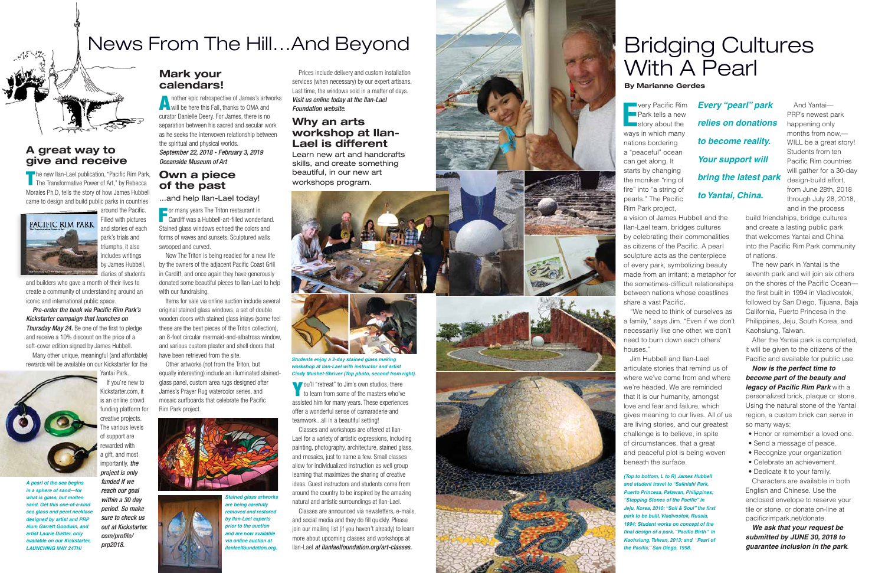# News From The Hill…And Beyond

## A great way to give and receive

The new Ilan-Lael publication, "Pacific Rim Park, The Transformative Power of Art," by Rebecca Morales Ph.D, tells the story of how James Hubbell came to design and build public parks in countries around the Pacific. Filled with pictures and stories of each park's trials and triumphs, it also includes writings by James Hubbell, diaries of students and builders who gave a month of their lives to create a community of understanding around an iconic and international public space.

*Pre-order the book via Pacific Rim Park's Kickstarter campaign that launches on Thursday May 24.* Be one of the first to pledge and receive a 10% discount on the price of a soft-cover edition signed by James Hubbell.

Many other unique, meaningful (and affordable) rewards will be available on our Kickstarter for the Yantai Park.

If you're new to Kickstarter.com, it is an online crowd funding platform for creative projects. The various levels of support are rewarded with a gift, and most importantly, *the project is only funded if we reach our goal within a 30 day period. So make sure to check us out at Kickstarter.com/profile/prp2018.*

*A pearl of the sea begins in a sphere of sand—for what is glass, but molten sand. Get this one-of-a-kind sea glass and pearl necklace designed by artist and PRP alum Garrett Goodwin, and artist Laurie Dietler, only available on our Kickstarter, LAUNCHING MAY 24TH!*

## Mark your calendars!

Another epic retrospective of James's artworks will be here this Fall, thanks to OMA and curator Danielle Deery. For James, there is no separation between his sacred and secular work as he seeks the interwoven relationship between the spiritual and physical worlds.

*September 22, 2018 - February 3, 2019*
*Oceanside Museum of Art*

## Own a piece of the past

…and help Ilan-Lael today!

For many years The Triton restaurant in Cardiff was a Hubbell-art-filled wonderland. Stained glass windows echoed the colors and forms of waves and sunsets. Sculptured walls swooped and curved.

Now The Triton is being readied for a new life by the owners of the adjacent Pacific Coast Grill in Cardiff, and once again they have generously donated some beautiful pieces to Ilan-Lael to help with our fundraising.

Items for sale via online auction include several original stained glass windows, a set of double wooden doors with stained glass inlays (some feel these are the best pieces of the Triton collection), an 8-foot circular mermaid-and-albatross window, and various custom plaster and shell doors that have been retrieved from the site.

Other artworks (not from the Triton, but equally interesting) include an illuminated stained-glass panel, custom area rugs designed after James's Prayer Rug watercolor series, and mosaic surfboards that celebrate the Pacific Rim Park project.

*Stained glass artworks are being carefully removed and restored by Ilan-Lael experts prior to the auction and are now available via online auction at ilanlaelfoundation.org.*

Prices include delivery and custom installation services (when necessary) by our expert artisans. Last time, the windows sold in a matter of days. *Visit us online today at the Ilan-Lael Foundation website.*

## Why an arts workshop at Ilan-Lael is different

Learn new art and handcrafts skills, and create something beautiful, in our new art workshops program.

*Students enjoy a 2-day stained glass making workshop at Ilan-Lael with instructor and artist Cindy Mushet-Shriver (Top photo, second from right).*

You'll "retreat" to Jim's own studios, there to learn from some of the masters who've assisted him for many years. These experiences offer a wonderful sense of camaraderie and teamwork…all in a beautiful setting!

Classes and workshops are offered at Ilan-Lael for a variety of artistic expressions, including painting, photography, architecture, stained glass, and mosaics, just to name a few. Small classes allow for individualized instruction as well group learning that maximizes the sharing of creative ideas. Guest instructors and students come from around the country to be inspired by the amazing natural and artistic surroundings at Ilan-Lael.

Classes are announced via newsletters, e-mails, and social media and they do fill quickly. Please join our mailing list (if you haven't already) to learn more about upcoming classes and workshops at Ilan-Lael *at ilanlaelfoundation.org/art-classes.*

# Bridging Cultures With A Pearl

**By Marianne Gerdes**

Every Pacific Rim Park tells a new story about the ways in which many nations bordering a "peaceful" ocean can get along. It starts by changing the moniker "ring of fire" into "a string of pearls." The Pacific Rim Park project, a vision of James Hubbell and the Ilan-Lael team, bridges cultures by celebrating their commonalities as citizens of the Pacific. A pearl sculpture acts as the centerpiece of every park, symbolizing beauty made from an irritant; a metaphor for the sometimes-difficult relationships between nations whose coastlines share a vast Pacific.

"We need to think of ourselves as a family," says Jim. "Even if we don't necessarily like one other, we don't need to burn down each others' houses."

Jim Hubbell and Ilan-Lael articulate stories that remind us of where we've come from and where we're headed. We are reminded that it is our humanity, amongst love and fear and failure, which gives meaning to our lives. All of us are living stories, and our greatest challenge is to believe, in spite of circumstances, that a great and peaceful plot is being woven beneath the surface.

*(Top to bottom, L to R) James Hubbell and student travel to "Salinlahi Park, Puerto Princesa, Palawan, Philippines; "Stepping Stones of the Pacific" in Jeju, Korea, 2010; "Soil & Soul" the first park to be built, Vladivostok, Russia, 1994; Student works on concept of the final design of a park. "Pacific Birth" in Kaohsiung, Taiwan, 2013; and "Pearl of the Pacific," San Diego, 1998.*

***Every "pearl" park relies on donations to become reality. Your support will bring the latest park to Yantai, China.***

And Yantai—PRP's newest park happening only months from now,—WILL be a great story! Students from ten Pacific Rim countries will gather for a 30-day design-build effort, from June 28th, 2018 through July 28, 2018, and in the process build friendships, bridge cultures and create a lasting public park that welcomes Yantai and China into the Pacific Rim Park community of nations.

The new park in Yantai is the seventh park and will join six others on the shores of the Pacific Ocean—the first built in 1994 in Vladivostok, followed by San Diego, Tijuana, Baja California, Puerto Princesa in the Philippines, Jeju, South Korea, and Kaohsiung, Taiwan.

After the Yantai park is completed, it will be given to the citizens of the Pacific and available for public use.

***Now is the perfect time to become part of the beauty and legacy of Pacific Rim Park*** with a personalized brick, plaque or stone. Using the natural stone of the Yantai region, a custom brick can serve in so many ways:

- Honor or remember a loved one.
- Send a message of peace.
- Recognize your organization
- Celebrate an achievement.
- Dedicate it to your family.

Characters are available in both English and Chinese. Use the enclosed envelope to reserve your tile or stone, or donate on-line at pacificrimpark.net/donate.

***We ask that your request be submitted by JUNE 30, 2018 to guarantee inclusion in the park.***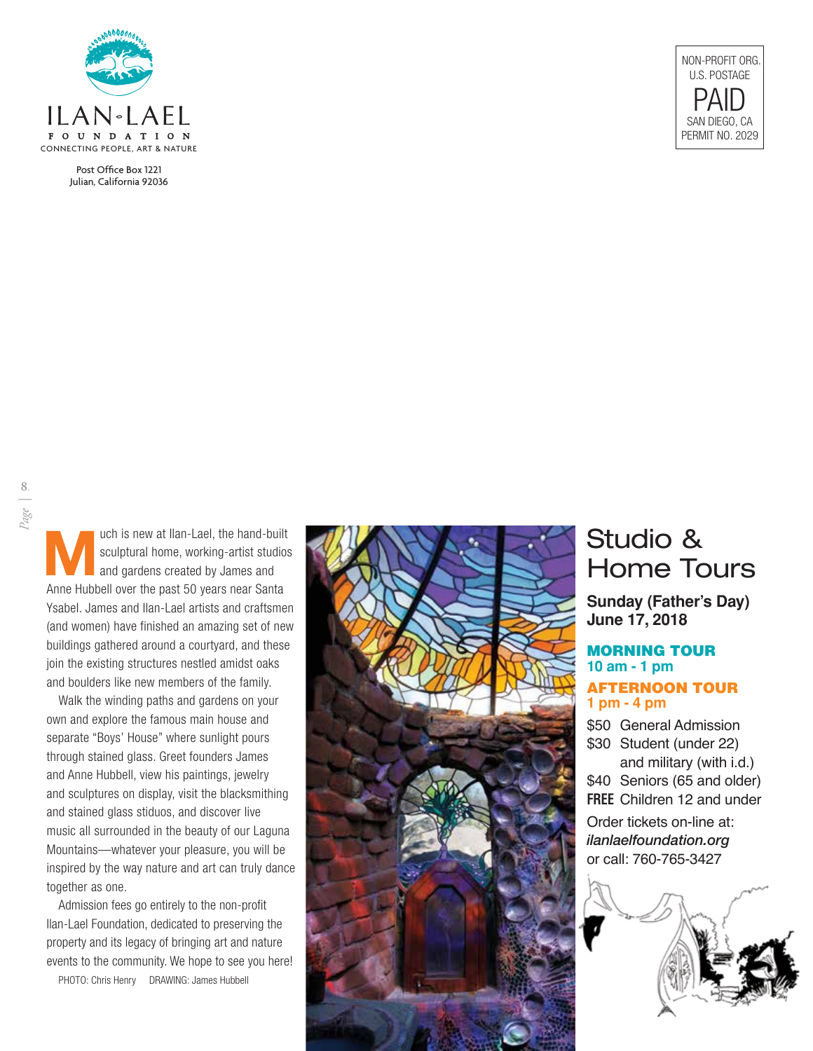ILAN-LAEL

FOUNDATION

CONNECTING PEOPLE, ART & NATURE

Post Office Box 1221
Julian, California 92036

NON-PROFIT ORG.
U.S. POSTAGE
PAID
SAN DIEGO, CA
PERMIT NO. 2029

Much is new at Ilan-Lael, the hand-built sculptural home, working-artist studios and gardens created by James and Anne Hubbell over the past 50 years near Santa Ysabel. James and Ilan-Lael artists and craftsmen (and women) have finished an amazing set of new buildings gathered around a courtyard, and these join the existing structures nestled amidst oaks and boulders like new members of the family.

Walk the winding paths and gardens on your own and explore the famous main house and separate "Boys' House" where sunlight pours through stained glass. Greet founders James and Anne Hubbell, view his paintings, jewelry and sculptures on display, visit the blacksmithing and stained glass stiduos, and discover live music all surrounded in the beauty of our Laguna Mountains—whatever your pleasure, you will be inspired by the way nature and art can truly dance together as one.

Admission fees go entirely to the non-profit Ilan-Lael Foundation, dedicated to preserving the property and its legacy of bringing art and nature events to the community. We hope to see you here!

PHOTO: Chris Henry DRAWING: James Hubbell

# Studio & Home Tours

**Sunday (Father's Day)**
**June 17, 2018**

**MORNING TOUR**
**10 am - 1 pm**

**AFTERNOON TOUR**
**1 pm - 4 pm**

$50 General Admission
$30 Student (under 22) and military (with i.d.)
$40 Seniors (65 and older)
**FREE** Children 12 and under

Order tickets on-line at:
***ilanlaelfoundation.org***
or call: 760-765-3427